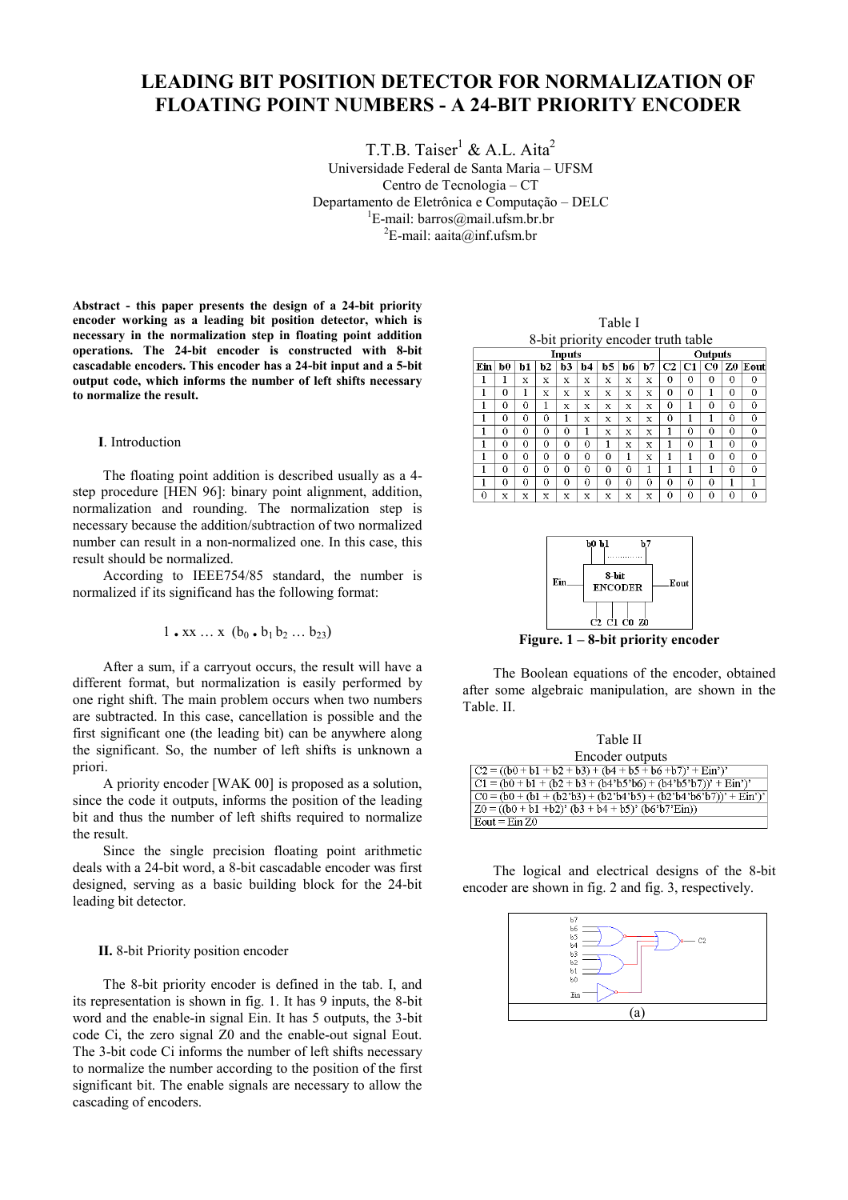# LEADING BIT POSITION DETECTOR FOR NORMALIZATION OF FLOATING POINT NUMBERS - A 24-BIT PRIORITY ENCODER

T.T.B. Taiser[1] & A.L. Aita[2]

Universidade Federal de Santa Maria – UFSM
Centro de Tecnologia – CT
Departamento de Eletrônica e Computação – DELC
[1]E-mail: barros@mail.ufsm.br.br
[2]E-mail: aaita@inf.ufsm.br

**Abstract - this paper presents the design of a 24-bit priority encoder working as a leading bit position detector, which is necessary in the normalization step in floating point addition operations. The 24-bit encoder is constructed with 8-bit cascadable encoders. This encoder has a 24-bit input and a 5-bit output code, which informs the number of left shifts necessary to normalize the result.**

## I. Introduction

The floating point addition is described usually as a 4-step procedure [HEN 96]: binary point alignment, addition, normalization and rounding. The normalization step is necessary because the addition/subtraction of two normalized number can result in a non-normalized one. In this case, this result should be normalized.

According to IEEE754/85 standard, the number is normalized if its significand has the following format:

$$1 \bullet xx \ldots x \;\; (b_0 \bullet b_1 b_2 \ldots b_{23})$$

After a sum, if a carryout occurs, the result will have a different format, but normalization is easily performed by one right shift. The main problem occurs when two numbers are subtracted. In this case, cancellation is possible and the first significant one (the leading bit) can be anywhere along the significant. So, the number of left shifts is unknown a priori.

A priority encoder [WAK 00] is proposed as a solution, since the code it outputs, informs the position of the leading bit and thus the number of left shifts required to normalize the result.

Since the single precision floating point arithmetic deals with a 24-bit word, a 8-bit cascadable encoder was first designed, serving as a basic building block for the 24-bit leading bit detector.

## II. 8-bit Priority position encoder

The 8-bit priority encoder is defined in the tab. I, and its representation is shown in fig. 1. It has 9 inputs, the 8-bit word and the enable-in signal Ein. It has 5 outputs, the 3-bit code Ci, the zero signal Z0 and the enable-out signal Eout. The 3-bit code Ci informs the number of left shifts necessary to normalize the number according to the position of the first significant bit. The enable signals are necessary to allow the cascading of encoders.

Table I
8-bit priority encoder truth table

| Inputs | | | | | | | | | Outputs | | | | |
|---|---|---|---|---|---|---|---|---|---|---|---|---|---|
| Ein | b0 | b1 | b2 | b3 | b4 | b5 | b6 | b7 | C2 | C1 | C0 | Z0 | Eout |
| 1 | 1 | x | x | x | x | x | x | x | 0 | 0 | 0 | 0 | 0 |
| 1 | 0 | 1 | x | x | x | x | x | x | 0 | 0 | 1 | 0 | 0 |
| 1 | 0 | 0 | 1 | x | x | x | x | x | 0 | 1 | 0 | 0 | 0 |
| 1 | 0 | 0 | 0 | 1 | x | x | x | x | 0 | 1 | 1 | 0 | 0 |
| 1 | 0 | 0 | 0 | 0 | 1 | x | x | x | 1 | 0 | 0 | 0 | 0 |
| 1 | 0 | 0 | 0 | 0 | 0 | 1 | x | x | 1 | 0 | 1 | 0 | 0 |
| 1 | 0 | 0 | 0 | 0 | 0 | 0 | 1 | x | 1 | 1 | 0 | 0 | 0 |
| 1 | 0 | 0 | 0 | 0 | 0 | 0 | 0 | 1 | 1 | 1 | 1 | 0 | 0 |
| 1 | 0 | 0 | 0 | 0 | 0 | 0 | 0 | 0 | 0 | 0 | 0 | 1 | 1 |
| 0 | x | x | x | x | x | x | x | x | 0 | 0 | 0 | 0 | 0 |

b0 b1 ... b7
Ein
8-bit ENCODER
Eout
C2 C1 C0 Z0

**Figure. 1 – 8-bit priority encoder**

The Boolean equations of the encoder, obtained after some algebraic manipulation, are shown in the Table. II.

Table II
Encoder outputs

| |
|---|
| C2 = ((b0 + b1 + b2 + b3) + (b4 + b5 + b6 +b7)' + Ein')' |
| C1 = (b0 + b1 + (b2 + b3) + (b4'b5'b6) + (b4'b5'b7))' + Ein')' |
| C0 = (b0 + (b1 + (b2'b3) + (b2'b4'b5) + (b2'b4'b6'b7))' + Ein')' |
| Z0 = ((b0 + b1 +b2)' (b3 + b4 + b5)' (b6'b7'Ein)) |
| Eout = Ein Z0 |

The logical and electrical designs of the 8-bit encoder are shown in fig. 2 and fig. 3, respectively.

b7
b6
b5
b4
b3
b2
b1
b0
Ein
C2

(a)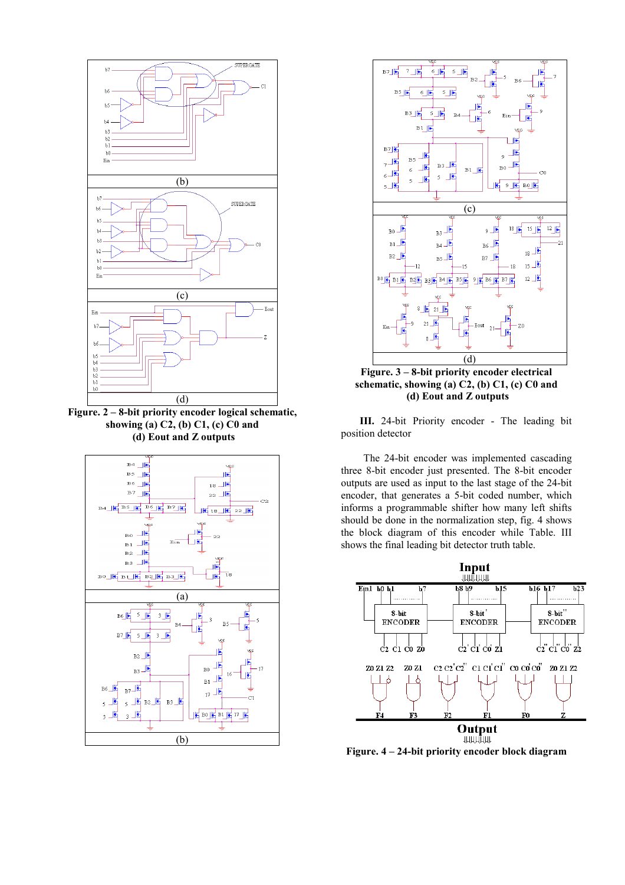Figure. 2 – 8-bit priority encoder logical schematic, showing (a) C2, (b) C1, (c) C0 and (d) Eout and Z outputs

Figure. 3 – 8-bit priority encoder electrical schematic, showing (a) C2, (b) C1, (c) C0 and (d) Eout and Z outputs

**III.** 24-bit Priority encoder - The leading bit position detector

The 24-bit encoder was implemented cascading three 8-bit encoder just presented. The 8-bit encoder outputs are used as input to the last stage of the 24-bit encoder, that generates a 5-bit coded number, which informs a programmable shifter how many left shifts should be done in the normalization step, fig. 4 shows the block diagram of this encoder while Table. III shows the final leading bit detector truth table.

Figure. 4 – 24-bit priority encoder block diagram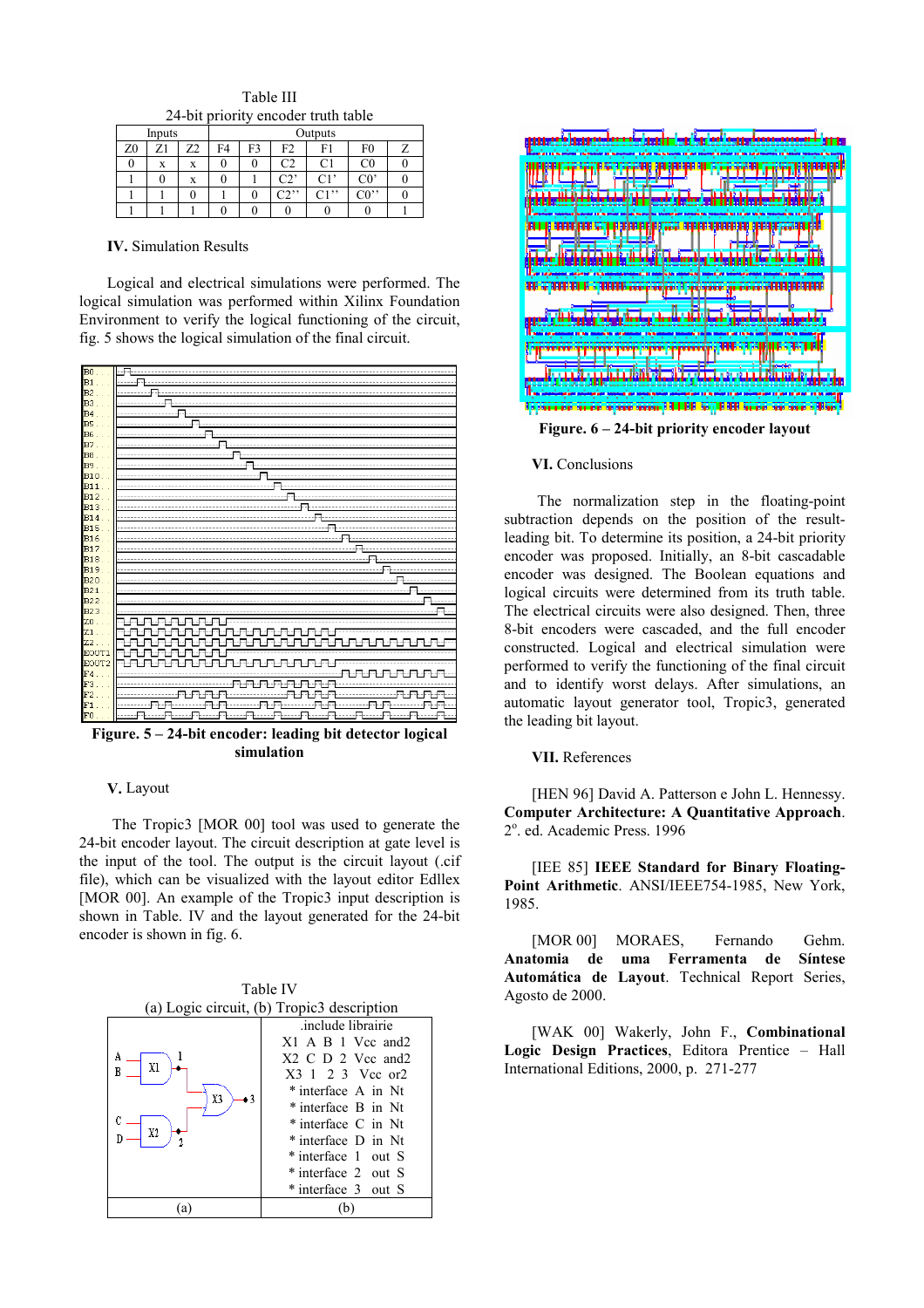Table III
24-bit priority encoder truth table

| Inputs | | | Outputs | | | | | |
|---|---|---|---|---|---|---|---|---|
| Z0 | Z1 | Z2 | F4 | F3 | F2 | F1 | F0 | Z |
| 0 | x | x | 0 | 0 | C2 | C1 | C0 | 0 |
| 1 | 0 | x | 0 | 1 | C2' | C1' | C0' | 0 |
| 1 | 1 | 0 | 1 | 0 | C2'' | C1'' | C0'' | 0 |
| 1 | 1 | 1 | 0 | 0 | 0 | 0 | 0 | 1 |

**IV.** Simulation Results

Logical and electrical simulations were performed. The logical simulation was performed within Xilinx Foundation Environment to verify the logical functioning of the circuit, fig. 5 shows the logical simulation of the final circuit.

B0
B1
B2
B3
B4
B5
B6
B7
B8
B9
B10
B11
B12
B13
B14
B15
B16
B17
B18
B19
B20
B21
B22
B23
Z0
Z1
Z2
EOUT1
EOUT2
F4
F3
F2
F1
F0

**Figure. 5 – 24-bit encoder: leading bit detector logical simulation**

**V.** Layout

The Tropic3 [MOR 00] tool was used to generate the 24-bit encoder layout. The circuit description at gate level is the input of the tool. The output is the circuit layout (.cif file), which can be visualized with the layout editor Edllex [MOR 00]. An example of the Tropic3 input description is shown in Table. IV and the layout generated for the 24-bit encoder is shown in fig. 6.

Table IV
(a) Logic circuit, (b) Tropic3 description

| | |
|---|---|
| A, B, X1, 1, C, D, X2, 2, X3, 3 | .include librairie<br>X1 A B 1 Vcc and2<br>X2 C D 2 Vcc and2<br>X3 1 2 3 Vcc or2<br>* interface A in Nt<br>* interface B in Nt<br>* interface C in Nt<br>* interface D in Nt<br>* interface 1 out S<br>* interface 2 out S<br>* interface 3 out S |
| (a) | (b) |

**Figure. 6 – 24-bit priority encoder layout**

**VI.** Conclusions

The normalization step in the floating-point subtraction depends on the position of the result-leading bit. To determine its position, a 24-bit priority encoder was proposed. Initially, an 8-bit cascadable encoder was designed. The Boolean equations and logical circuits were determined from its truth table. The electrical circuits were also designed. Then, three 8-bit encoders were cascaded, and the full encoder constructed. Logical and electrical simulation were performed to verify the functioning of the final circuit and to identify worst delays. After simulations, an automatic layout generator tool, Tropic3, generated the leading bit layout.

**VII.** References

[HEN 96] David A. Patterson e John L. Hennessy. **Computer Architecture: A Quantitative Approach**. 2º. ed. Academic Press. 1996

[IEE 85] **IEEE Standard for Binary Floating-Point Arithmetic**. ANSI/IEEE754-1985, New York, 1985.

[MOR 00] MORAES, Fernando Gehm. **Anatomia de uma Ferramenta de Síntese Automática de Layout**. Technical Report Series, Agosto de 2000.

[WAK 00] Wakerly, John F., **Combinational Logic Design Practices**, Editora Prentice – Hall International Editions, 2000, p. 271-277